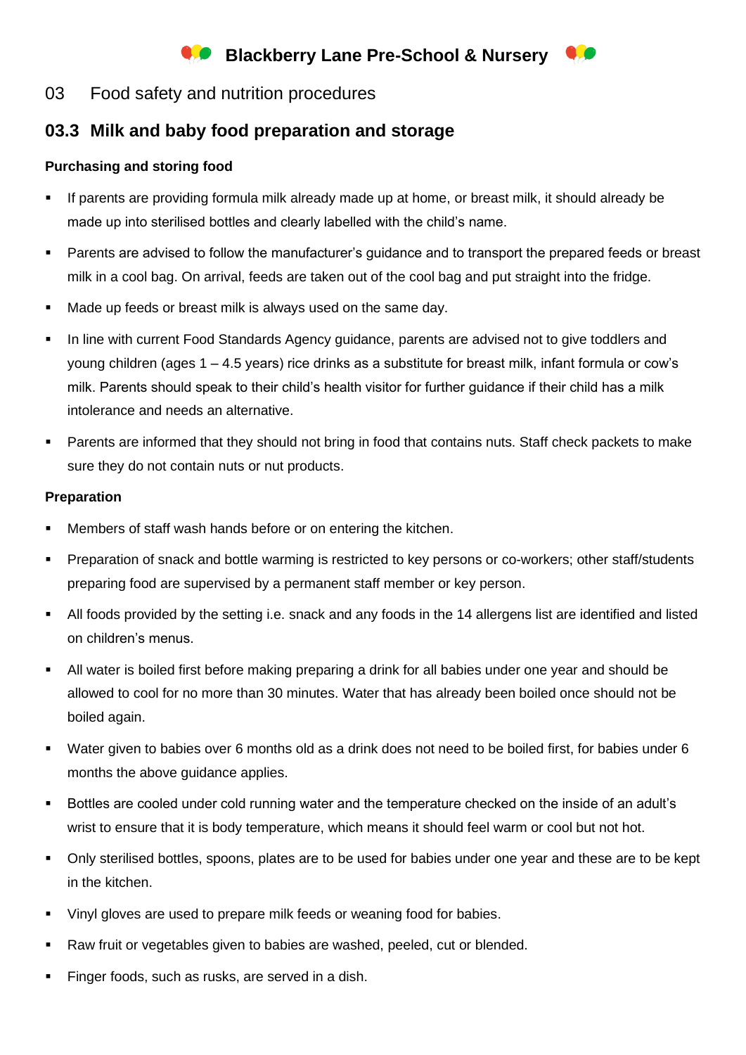# Blackberry Lane Pre-School & Nursery

## 03 Food safety and nutrition procedures

## 03.3 Milk and baby food preparation and storage

**Purchasing and storing food**

- If parents are providing formula milk already made up at home, or breast milk, it should already be made up into sterilised bottles and clearly labelled with the child's name.
- Parents are advised to follow the manufacturer's guidance and to transport the prepared feeds or breast milk in a cool bag. On arrival, feeds are taken out of the cool bag and put straight into the fridge.
- Made up feeds or breast milk is always used on the same day.
- In line with current Food Standards Agency guidance, parents are advised not to give toddlers and young children (ages 1 – 4.5 years) rice drinks as a substitute for breast milk, infant formula or cow's milk. Parents should speak to their child's health visitor for further guidance if their child has a milk intolerance and needs an alternative.
- Parents are informed that they should not bring in food that contains nuts. Staff check packets to make sure they do not contain nuts or nut products.

**Preparation**

- Members of staff wash hands before or on entering the kitchen.
- Preparation of snack and bottle warming is restricted to key persons or co-workers; other staff/students preparing food are supervised by a permanent staff member or key person.
- All foods provided by the setting i.e. snack and any foods in the 14 allergens list are identified and listed on children's menus.
- All water is boiled first before making preparing a drink for all babies under one year and should be allowed to cool for no more than 30 minutes. Water that has already been boiled once should not be boiled again.
- Water given to babies over 6 months old as a drink does not need to be boiled first, for babies under 6 months the above guidance applies.
- Bottles are cooled under cold running water and the temperature checked on the inside of an adult's wrist to ensure that it is body temperature, which means it should feel warm or cool but not hot.
- Only sterilised bottles, spoons, plates are to be used for babies under one year and these are to be kept in the kitchen.
- Vinyl gloves are used to prepare milk feeds or weaning food for babies.
- Raw fruit or vegetables given to babies are washed, peeled, cut or blended.
- Finger foods, such as rusks, are served in a dish.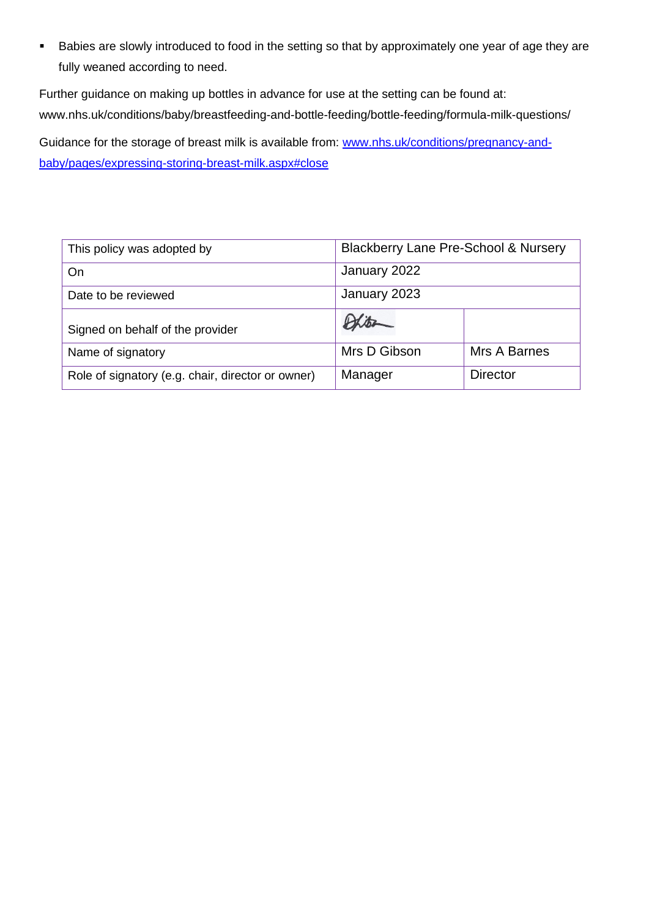- Babies are slowly introduced to food in the setting so that by approximately one year of age they are fully weaned according to need.

Further guidance on making up bottles in advance for use at the setting can be found at: www.nhs.uk/conditions/baby/breastfeeding-and-bottle-feeding/bottle-feeding/formula-milk-questions/

Guidance for the storage of breast milk is available from: [www.nhs.uk/conditions/pregnancy-and-baby/pages/expressing-storing-breast-milk.aspx#close](www.nhs.uk/conditions/pregnancy-and-baby/pages/expressing-storing-breast-milk.aspx#close)

| | | |
|---|---|---|
| This policy was adopted by | Blackberry Lane Pre-School & Nursery | |
| On | January 2022 | |
| Date to be reviewed | January 2023 | |
| Signed on behalf of the provider | | |
| Name of signatory | Mrs D Gibson | Mrs A Barnes |
| Role of signatory (e.g. chair, director or owner) | Manager | Director |